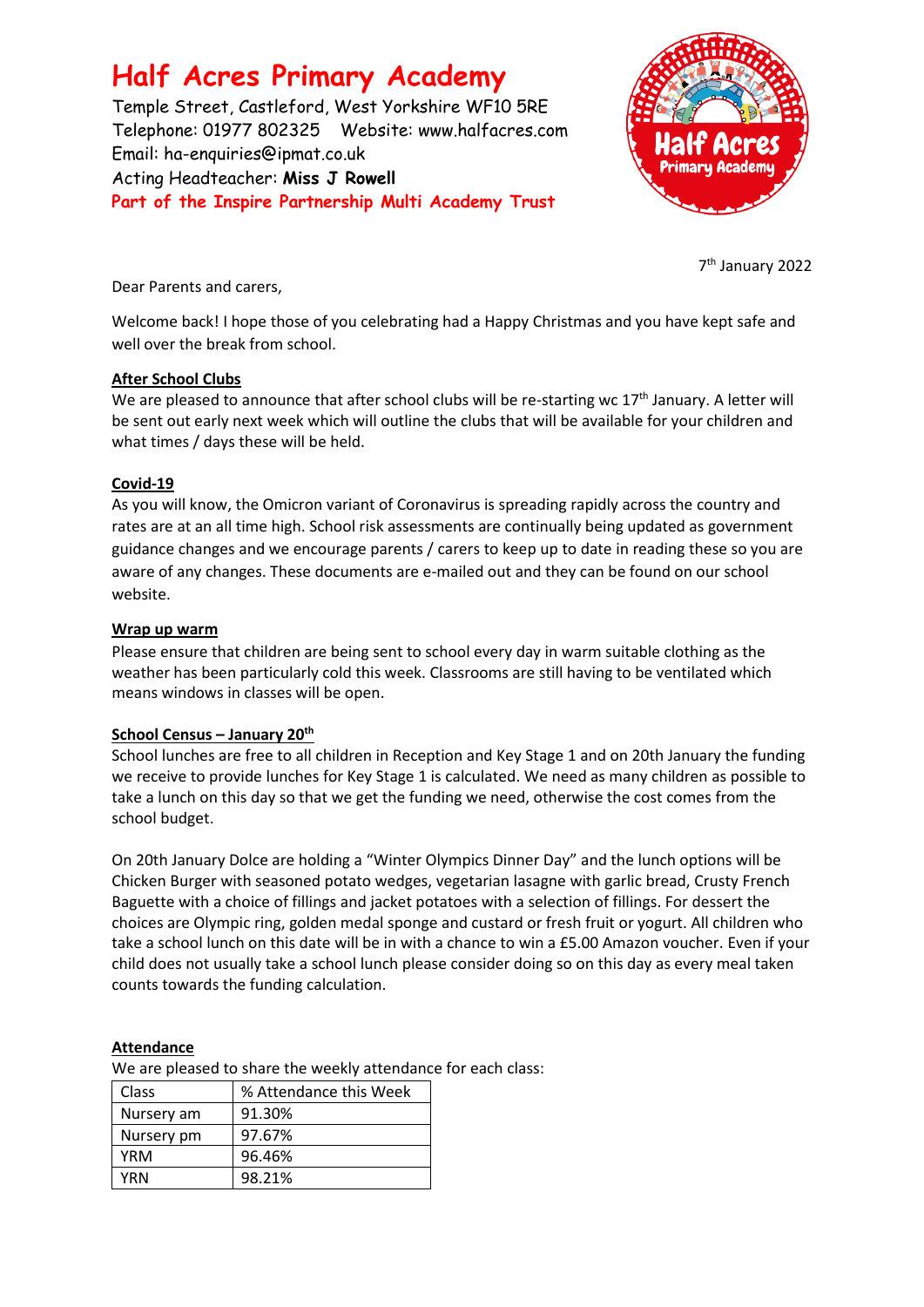# Half Acres Primary Academy

Temple Street, Castleford, West Yorkshire WF10 5RE
Telephone: 01977 802325 Website: www.halfacres.com
Email: ha-enquiries@ipmat.co.uk
Acting Headteacher: **Miss J Rowell**
**Part of the Inspire Partnership Multi Academy Trust**

7th January 2022

Dear Parents and carers,

Welcome back! I hope those of you celebrating had a Happy Christmas and you have kept safe and well over the break from school.

**After School Clubs**

We are pleased to announce that after school clubs will be re-starting wc 17th January. A letter will be sent out early next week which will outline the clubs that will be available for your children and what times / days these will be held.

**Covid-19**

As you will know, the Omicron variant of Coronavirus is spreading rapidly across the country and rates are at an all time high. School risk assessments are continually being updated as government guidance changes and we encourage parents / carers to keep up to date in reading these so you are aware of any changes. These documents are e-mailed out and they can be found on our school website.

**Wrap up warm**

Please ensure that children are being sent to school every day in warm suitable clothing as the weather has been particularly cold this week. Classrooms are still having to be ventilated which means windows in classes will be open.

**School Census – January 20th**

School lunches are free to all children in Reception and Key Stage 1 and on 20th January the funding we receive to provide lunches for Key Stage 1 is calculated. We need as many children as possible to take a lunch on this day so that we get the funding we need, otherwise the cost comes from the school budget.

On 20th January Dolce are holding a "Winter Olympics Dinner Day" and the lunch options will be Chicken Burger with seasoned potato wedges, vegetarian lasagne with garlic bread, Crusty French Baguette with a choice of fillings and jacket potatoes with a selection of fillings. For dessert the choices are Olympic ring, golden medal sponge and custard or fresh fruit or yogurt. All children who take a school lunch on this date will be in with a chance to win a £5.00 Amazon voucher. Even if your child does not usually take a school lunch please consider doing so on this day as every meal taken counts towards the funding calculation.

**Attendance**

We are pleased to share the weekly attendance for each class:

| Class | % Attendance this Week |
| --- | --- |
| Nursery am | 91.30% |
| Nursery pm | 97.67% |
| YRM | 96.46% |
| YRN | 98.21% |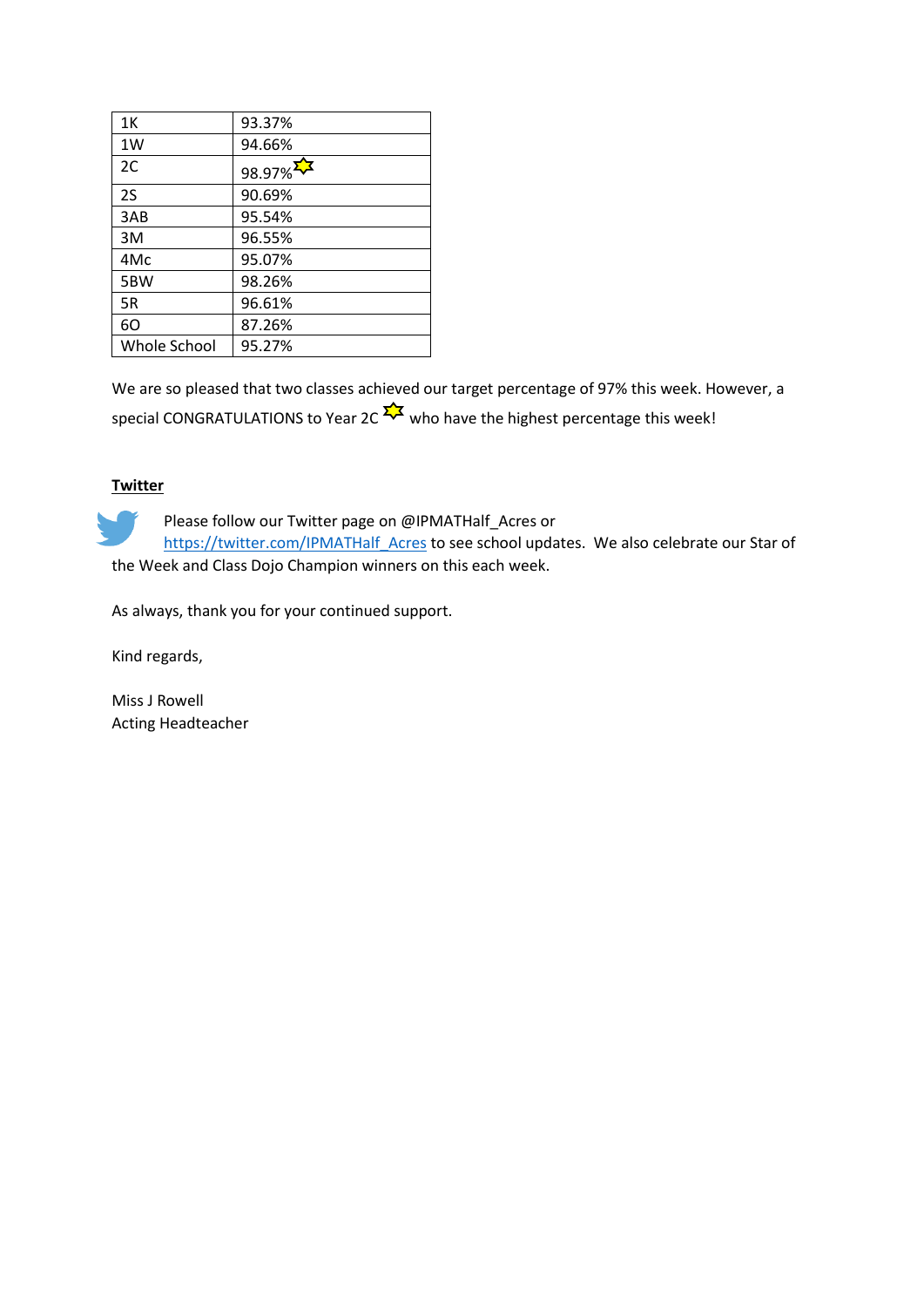| | |
|---|---|
| 1K | 93.37% |
| 1W | 94.66% |
| 2C | 98.97% |
| 2S | 90.69% |
| 3AB | 95.54% |
| 3M | 96.55% |
| 4Mc | 95.07% |
| 5BW | 98.26% |
| 5R | 96.61% |
| 6O | 87.26% |
| Whole School | 95.27% |

We are so pleased that two classes achieved our target percentage of 97% this week. However, a special CONGRATULATIONS to Year 2C who have the highest percentage this week!

**Twitter**

Please follow our Twitter page on @IPMATHalf_Acres or https://twitter.com/IPMATHalf_Acres to see school updates. We also celebrate our Star of the Week and Class Dojo Champion winners on this each week.

As always, thank you for your continued support.

Kind regards,

Miss J Rowell
Acting Headteacher